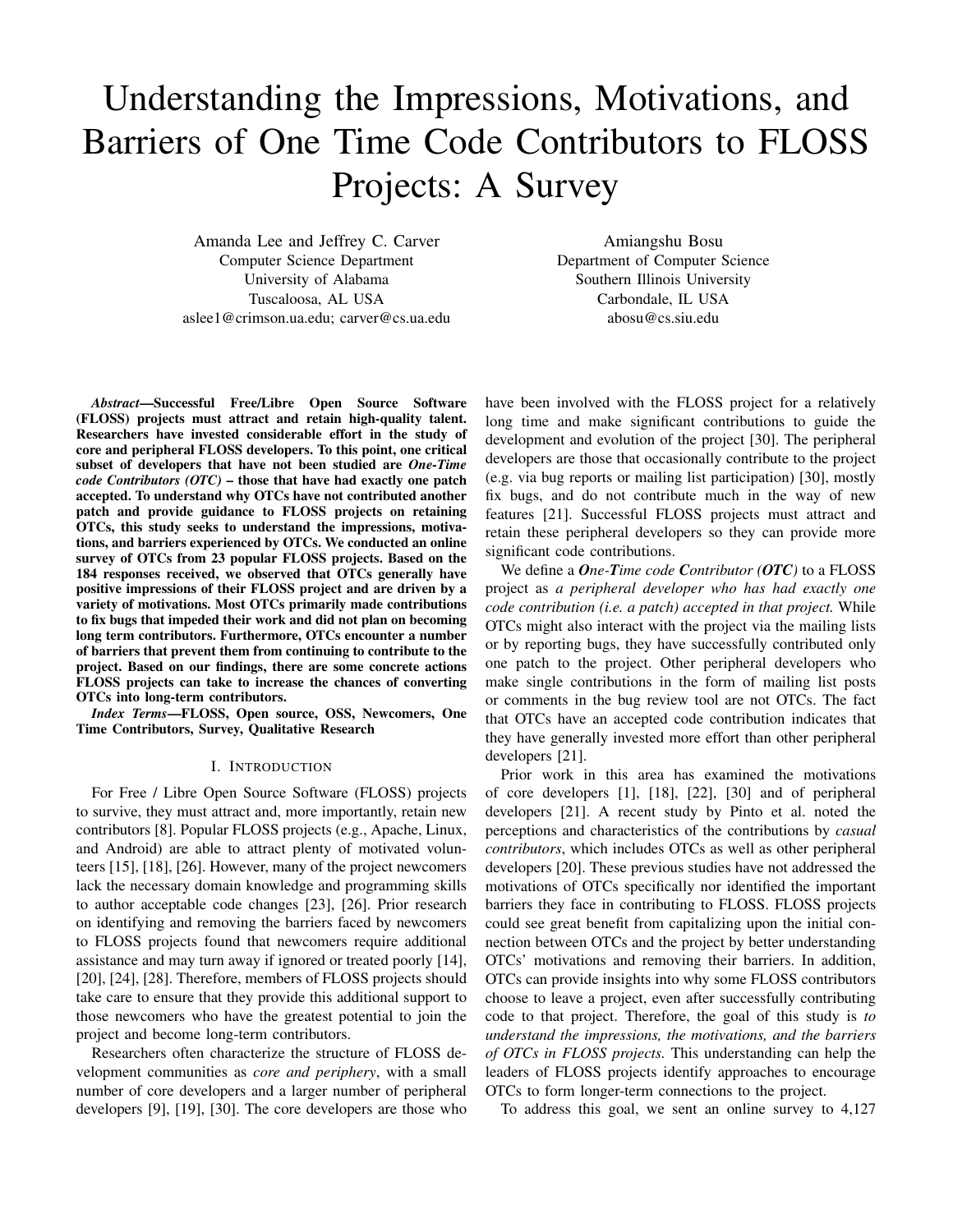# Understanding the Impressions, Motivations, and Barriers of One Time Code Contributors to FLOSS Projects: A Survey

Amanda Lee and Jeffrey C. Carver
Computer Science Department
University of Alabama
Tuscaloosa, AL USA
aslee1@crimson.ua.edu; carver@cs.ua.edu

Amiangshu Bosu
Department of Computer Science
Southern Illinois University
Carbondale, IL USA
abosu@cs.siu.edu

***Abstract*—Successful Free/Libre Open Source Software (FLOSS) projects must attract and retain high-quality talent. Researchers have invested considerable effort in the study of core and peripheral FLOSS developers. To this point, one critical subset of developers that have not been studied are *One-Time code Contributors (OTC)* – those that have had exactly one patch accepted. To understand why OTCs have not contributed another patch and provide guidance to FLOSS projects on retaining OTCs, this study seeks to understand the impressions, motivations, and barriers experienced by OTCs. We conducted an online survey of OTCs from 23 popular FLOSS projects. Based on the 184 responses received, we observed that OTCs generally have positive impressions of their FLOSS project and are driven by a variety of motivations. Most OTCs primarily made contributions to fix bugs that impeded their work and did not plan on becoming long term contributors. Furthermore, OTCs encounter a number of barriers that prevent them from continuing to contribute to the project. Based on our findings, there are some concrete actions FLOSS projects can take to increase the chances of converting OTCs into long-term contributors.**

***Index Terms*—FLOSS, Open source, OSS, Newcomers, One Time Contributors, Survey, Qualitative Research**

## I. Introduction

For Free / Libre Open Source Software (FLOSS) projects to survive, they must attract and, more importantly, retain new contributors [8]. Popular FLOSS projects (e.g., Apache, Linux, and Android) are able to attract plenty of motivated volunteers [15], [18], [26]. However, many of the project newcomers lack the necessary domain knowledge and programming skills to author acceptable code changes [23], [26]. Prior research on identifying and removing the barriers faced by newcomers to FLOSS projects found that newcomers require additional assistance and may turn away if ignored or treated poorly [14], [20], [24], [28]. Therefore, members of FLOSS projects should take care to ensure that they provide this additional support to those newcomers who have the greatest potential to join the project and become long-term contributors.

Researchers often characterize the structure of FLOSS development communities as *core and periphery*, with a small number of core developers and a larger number of peripheral developers [9], [19], [30]. The core developers are those who have been involved with the FLOSS project for a relatively long time and make significant contributions to guide the development and evolution of the project [30]. The peripheral developers are those that occasionally contribute to the project (e.g. via bug reports or mailing list participation) [30], mostly fix bugs, and do not contribute much in the way of new features [21]. Successful FLOSS projects must attract and retain these peripheral developers so they can provide more significant code contributions.

We define a ***One-Time code Contributor (OTC)*** to a FLOSS project as *a peripheral developer who has had exactly one code contribution (i.e. a patch) accepted in that project.* While OTCs might also interact with the project via the mailing lists or by reporting bugs, they have successfully contributed only one patch to the project. Other peripheral developers who make single contributions in the form of mailing list posts or comments in the bug review tool are not OTCs. The fact that OTCs have an accepted code contribution indicates that they have generally invested more effort than other peripheral developers [21].

Prior work in this area has examined the motivations of core developers [1], [18], [22], [30] and of peripheral developers [21]. A recent study by Pinto et al. noted the perceptions and characteristics of the contributions by *casual contributors*, which includes OTCs as well as other peripheral developers [20]. These previous studies have not addressed the motivations of OTCs specifically nor identified the important barriers they face in contributing to FLOSS. FLOSS projects could see great benefit from capitalizing upon the initial connection between OTCs and the project by better understanding OTCs' motivations and removing their barriers. In addition, OTCs can provide insights into why some FLOSS contributors choose to leave a project, even after successfully contributing code to that project. Therefore, the goal of this study is *to understand the impressions, the motivations, and the barriers of OTCs in FLOSS projects.* This understanding can help the leaders of FLOSS projects identify approaches to encourage OTCs to form longer-term connections to the project.

To address this goal, we sent an online survey to 4,127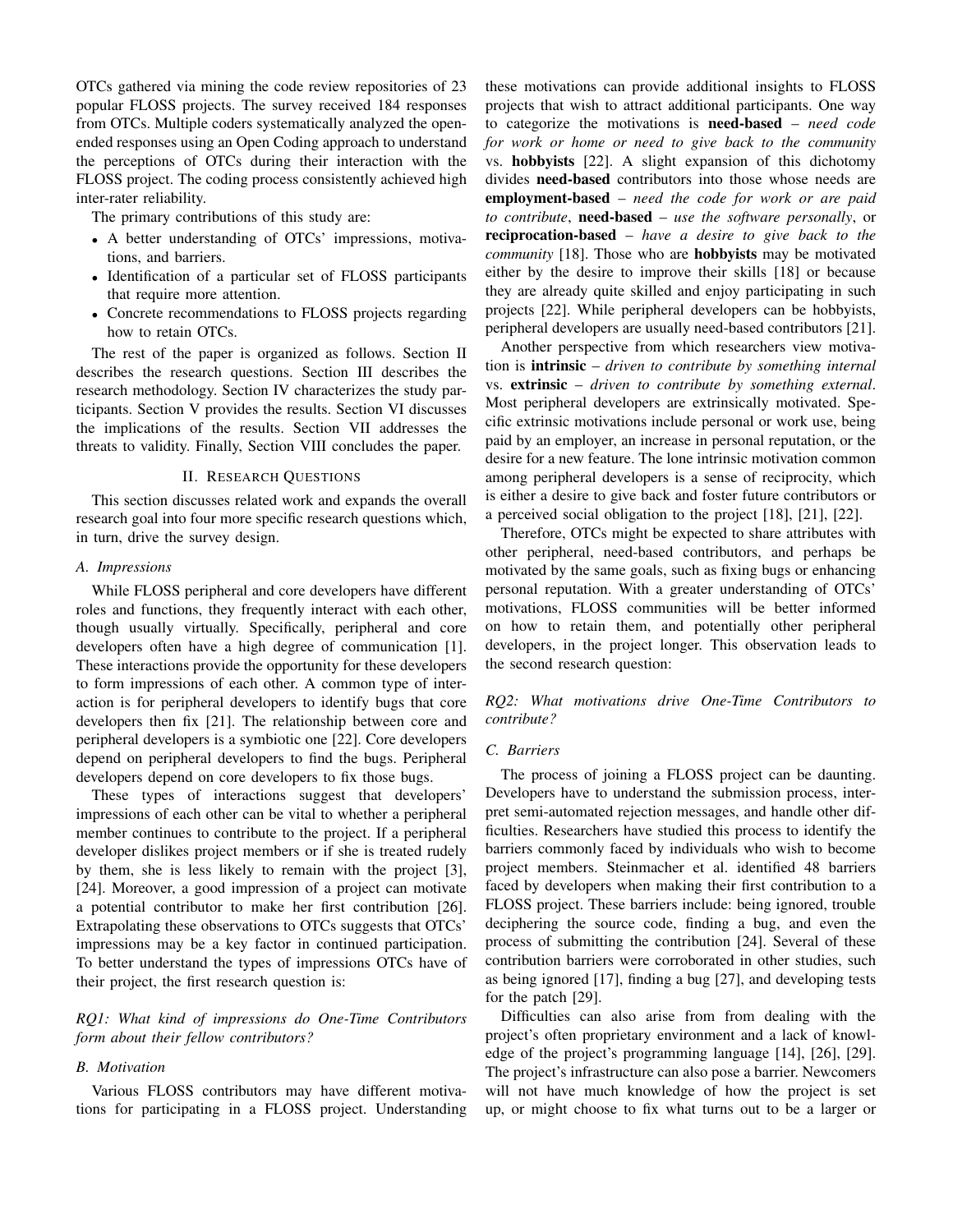OTCs gathered via mining the code review repositories of 23 popular FLOSS projects. The survey received 184 responses from OTCs. Multiple coders systematically analyzed the open-ended responses using an Open Coding approach to understand the perceptions of OTCs during their interaction with the FLOSS project. The coding process consistently achieved high inter-rater reliability.

The primary contributions of this study are:

- A better understanding of OTCs' impressions, motivations, and barriers.
- Identification of a particular set of FLOSS participants that require more attention.
- Concrete recommendations to FLOSS projects regarding how to retain OTCs.

The rest of the paper is organized as follows. Section II describes the research questions. Section III describes the research methodology. Section IV characterizes the study participants. Section V provides the results. Section VI discusses the implications of the results. Section VII addresses the threats to validity. Finally, Section VIII concludes the paper.

## II. Research Questions

This section discusses related work and expands the overall research goal into four more specific research questions which, in turn, drive the survey design.

### A. Impressions

While FLOSS peripheral and core developers have different roles and functions, they frequently interact with each other, though usually virtually. Specifically, peripheral and core developers often have a high degree of communication [1]. These interactions provide the opportunity for these developers to form impressions of each other. A common type of interaction is for peripheral developers to identify bugs that core developers then fix [21]. The relationship between core and peripheral developers is a symbiotic one [22]. Core developers depend on peripheral developers to find the bugs. Peripheral developers depend on core developers to fix those bugs.

These types of interactions suggest that developers' impressions of each other can be vital to whether a peripheral member continues to contribute to the project. If a peripheral developer dislikes project members or if she is treated rudely by them, she is less likely to remain with the project [3], [24]. Moreover, a good impression of a project can motivate a potential contributor to make her first contribution [26]. Extrapolating these observations to OTCs suggests that OTCs' impressions may be a key factor in continued participation. To better understand the types of impressions OTCs have of their project, the first research question is:

*RQ1: What kind of impressions do One-Time Contributors form about their fellow contributors?*

### B. Motivation

Various FLOSS contributors may have different motivations for participating in a FLOSS project. Understanding these motivations can provide additional insights to FLOSS projects that wish to attract additional participants. One way to categorize the motivations is **need-based** – *need code for work or home or need to give back to the community* vs. **hobbyists** [22]. A slight expansion of this dichotomy divides **need-based** contributors into those whose needs are **employment-based** – *need the code for work or are paid to contribute*, **need-based** – *use the software personally*, or **reciprocation-based** – *have a desire to give back to the community* [18]. Those who are **hobbyists** may be motivated either by the desire to improve their skills [18] or because they are already quite skilled and enjoy participating in such projects [22]. While peripheral developers can be hobbyists, peripheral developers are usually need-based contributors [21].

Another perspective from which researchers view motivation is **intrinsic** – *driven to contribute by something internal* vs. **extrinsic** – *driven to contribute by something external*. Most peripheral developers are extrinsically motivated. Specific extrinsic motivations include personal or work use, being paid by an employer, an increase in personal reputation, or the desire for a new feature. The lone intrinsic motivation common among peripheral developers is a sense of reciprocity, which is either a desire to give back and foster future contributors or a perceived social obligation to the project [18], [21], [22].

Therefore, OTCs might be expected to share attributes with other peripheral, need-based contributors, and perhaps be motivated by the same goals, such as fixing bugs or enhancing personal reputation. With a greater understanding of OTCs' motivations, FLOSS communities will be better informed on how to retain them, and potentially other peripheral developers, in the project longer. This observation leads to the second research question:

*RQ2: What motivations drive One-Time Contributors to contribute?*

### C. Barriers

The process of joining a FLOSS project can be daunting. Developers have to understand the submission process, interpret semi-automated rejection messages, and handle other difficulties. Researchers have studied this process to identify the barriers commonly faced by individuals who wish to become project members. Steinmacher et al. identified 48 barriers faced by developers when making their first contribution to a FLOSS project. These barriers include: being ignored, trouble deciphering the source code, finding a bug, and even the process of submitting the contribution [24]. Several of these contribution barriers were corroborated in other studies, such as being ignored [17], finding a bug [27], and developing tests for the patch [29].

Difficulties can also arise from from dealing with the project's often proprietary environment and a lack of knowledge of the project's programming language [14], [26], [29]. The project's infrastructure can also pose a barrier. Newcomers will not have much knowledge of how the project is set up, or might choose to fix what turns out to be a larger or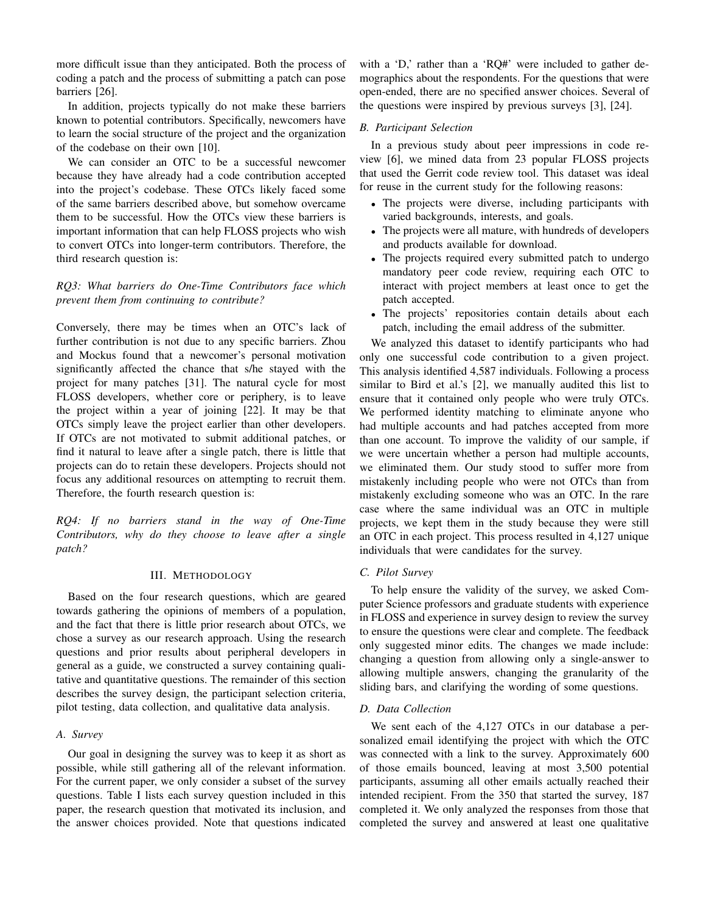more difficult issue than they anticipated. Both the process of coding a patch and the process of submitting a patch can pose barriers [26].

In addition, projects typically do not make these barriers known to potential contributors. Specifically, newcomers have to learn the social structure of the project and the organization of the codebase on their own [10].

We can consider an OTC to be a successful newcomer because they have already had a code contribution accepted into the project's codebase. These OTCs likely faced some of the same barriers described above, but somehow overcame them to be successful. How the OTCs view these barriers is important information that can help FLOSS projects who wish to convert OTCs into longer-term contributors. Therefore, the third research question is:

*RQ3: What barriers do One-Time Contributors face which prevent them from continuing to contribute?*

Conversely, there may be times when an OTC's lack of further contribution is not due to any specific barriers. Zhou and Mockus found that a newcomer's personal motivation significantly affected the chance that s/he stayed with the project for many patches [31]. The natural cycle for most FLOSS developers, whether core or periphery, is to leave the project within a year of joining [22]. It may be that OTCs simply leave the project earlier than other developers. If OTCs are not motivated to submit additional patches, or find it natural to leave after a single patch, there is little that projects can do to retain these developers. Projects should not focus any additional resources on attempting to recruit them. Therefore, the fourth research question is:

*RQ4: If no barriers stand in the way of One-Time Contributors, why do they choose to leave after a single patch?*

## III. Methodology

Based on the four research questions, which are geared towards gathering the opinions of members of a population, and the fact that there is little prior research about OTCs, we chose a survey as our research approach. Using the research questions and prior results about peripheral developers in general as a guide, we constructed a survey containing qualitative and quantitative questions. The remainder of this section describes the survey design, the participant selection criteria, pilot testing, data collection, and qualitative data analysis.

### A. Survey

Our goal in designing the survey was to keep it as short as possible, while still gathering all of the relevant information. For the current paper, we only consider a subset of the survey questions. Table I lists each survey question included in this paper, the research question that motivated its inclusion, and the answer choices provided. Note that questions indicated with a 'D,' rather than a 'RQ#' were included to gather demographics about the respondents. For the questions that were open-ended, there are no specified answer choices. Several of the questions were inspired by previous surveys [3], [24].

### B. Participant Selection

In a previous study about peer impressions in code review [6], we mined data from 23 popular FLOSS projects that used the Gerrit code review tool. This dataset was ideal for reuse in the current study for the following reasons:

- The projects were diverse, including participants with varied backgrounds, interests, and goals.
- The projects were all mature, with hundreds of developers and products available for download.
- The projects required every submitted patch to undergo mandatory peer code review, requiring each OTC to interact with project members at least once to get the patch accepted.
- The projects' repositories contain details about each patch, including the email address of the submitter.

We analyzed this dataset to identify participants who had only one successful code contribution to a given project. This analysis identified 4,587 individuals. Following a process similar to Bird et al.'s [2], we manually audited this list to ensure that it contained only people who were truly OTCs. We performed identity matching to eliminate anyone who had multiple accounts and had patches accepted from more than one account. To improve the validity of our sample, if we were uncertain whether a person had multiple accounts, we eliminated them. Our study stood to suffer more from mistakenly including people who were not OTCs than from mistakenly excluding someone who was an OTC. In the rare case where the same individual was an OTC in multiple projects, we kept them in the study because they were still an OTC in each project. This process resulted in 4,127 unique individuals that were candidates for the survey.

### C. Pilot Survey

To help ensure the validity of the survey, we asked Computer Science professors and graduate students with experience in FLOSS and experience in survey design to review the survey to ensure the questions were clear and complete. The feedback only suggested minor edits. The changes we made include: changing a question from allowing only a single-answer to allowing multiple answers, changing the granularity of the sliding bars, and clarifying the wording of some questions.

### D. Data Collection

We sent each of the 4,127 OTCs in our database a personalized email identifying the project with which the OTC was connected with a link to the survey. Approximately 600 of those emails bounced, leaving at most 3,500 potential participants, assuming all other emails actually reached their intended recipient. From the 350 that started the survey, 187 completed it. We only analyzed the responses from those that completed the survey and answered at least one qualitative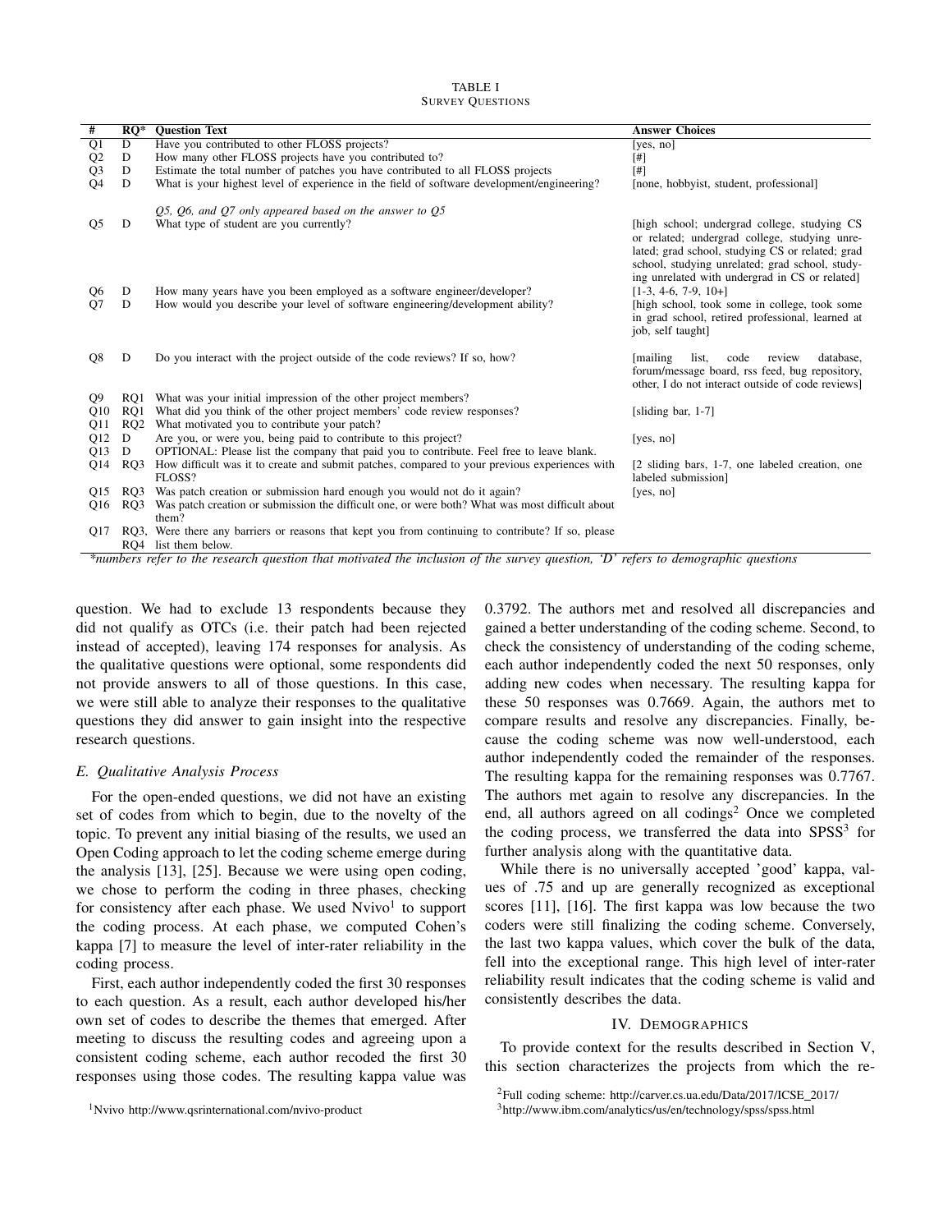TABLE I
SURVEY QUESTIONS

| # | RQ* | Question Text | Answer Choices |
|---|---|---|---|
| Q1 | D | Have you contributed to other FLOSS projects? | [yes, no] |
| Q2 | D | How many other FLOSS projects have you contributed to? | [#] |
| Q3 | D | Estimate the total number of patches you have contributed to all FLOSS projects | [#] |
| Q4 | D | What is your highest level of experience in the field of software development/engineering? | [none, hobbyist, student, professional] |
| | | *Q5, Q6, and Q7 only appeared based on the answer to Q5* | |
| Q5 | D | What type of student are you currently? | [high school; undergrad college, studying CS or related; undergrad college, studying unrelated; grad school, studying CS or related; grad school, studying unrelated; grad school, studying unrelated with undergrad in CS or related] |
| Q6 | D | How many years have you been employed as a software engineer/developer? | [1-3, 4-6, 7-9, 10+] |
| Q7 | D | How would you describe your level of software engineering/development ability? | [high school, took some in college, took some in grad school, retired professional, learned at job, self taught] |
| Q8 | D | Do you interact with the project outside of the code reviews? If so, how? | [mailing list, code review database, forum/message board, rss feed, bug repository, other, I do not interact outside of code reviews] |
| Q9 | RQ1 | What was your initial impression of the other project members? | |
| Q10 | RQ1 | What did you think of the other project members' code review responses? | [sliding bar, 1-7] |
| Q11 | RQ2 | What motivated you to contribute your patch? | |
| Q12 | D | Are you, or were you, being paid to contribute to this project? | [yes, no] |
| Q13 | D | OPTIONAL: Please list the company that paid you to contribute. Feel free to leave blank. | |
| Q14 | RQ3 | How difficult was it to create and submit patches, compared to your previous experiences with FLOSS? | [2 sliding bars, 1-7, one labeled creation, one labeled submission] |
| Q15 | RQ3 | Was patch creation or submission hard enough you would not do it again? | [yes, no] |
| Q16 | RQ3 | Was patch creation or submission the difficult one, or were both? What was most difficult about them? | |
| Q17 | RQ3, RQ4 | Were there any barriers or reasons that kept you from continuing to contribute? If so, please list them below. | |

*\*numbers refer to the research question that motivated the inclusion of the survey question, 'D' refers to demographic questions*

question. We had to exclude 13 respondents because they did not qualify as OTCs (i.e. their patch had been rejected instead of accepted), leaving 174 responses for analysis. As the qualitative questions were optional, some respondents did not provide answers to all of those questions. In this case, we were still able to analyze their responses to the qualitative questions they did answer to gain insight into the respective research questions.

### E. Qualitative Analysis Process

For the open-ended questions, we did not have an existing set of codes from which to begin, due to the novelty of the topic. To prevent any initial biasing of the results, we used an Open Coding approach to let the coding scheme emerge during the analysis [13], [25]. Because we were using open coding, we chose to perform the coding in three phases, checking for consistency after each phase. We used Nvivo[1] to support the coding process. At each phase, we computed Cohen's kappa [7] to measure the level of inter-rater reliability in the coding process.

First, each author independently coded the first 30 responses to each question. As a result, each author developed his/her own set of codes to describe the themes that emerged. After meeting to discuss the resulting codes and agreeing upon a consistent coding scheme, each author recoded the first 30 responses using those codes. The resulting kappa value was 0.3792. The authors met and resolved all discrepancies and gained a better understanding of the coding scheme. Second, to check the consistency of understanding of the coding scheme, each author independently coded the next 50 responses, only adding new codes when necessary. The resulting kappa for these 50 responses was 0.7669. Again, the authors met to compare results and resolve any discrepancies. Finally, because the coding scheme was now well-understood, each author independently coded the remainder of the responses. The resulting kappa for the remaining responses was 0.7767. The authors met again to resolve any discrepancies. In the end, all authors agreed on all codings[2] Once we completed the coding process, we transferred the data into SPSS[3] for further analysis along with the quantitative data.

While there is no universally accepted 'good' kappa, values of .75 and up are generally recognized as exceptional scores [11], [16]. The first kappa was low because the two coders were still finalizing the coding scheme. Conversely, the last two kappa values, which cover the bulk of the data, fell into the exceptional range. This high level of inter-rater reliability result indicates that the coding scheme is valid and consistently describes the data.

## IV. DEMOGRAPHICS

To provide context for the results described in Section V, this section characterizes the projects from which the re-

[1]Nvivo http://www.qsrinternational.com/nvivo-product

[2]Full coding scheme: http://carver.cs.ua.edu/Data/2017/ICSE_2017/

[3]http://www.ibm.com/analytics/us/en/technology/spss/spss.html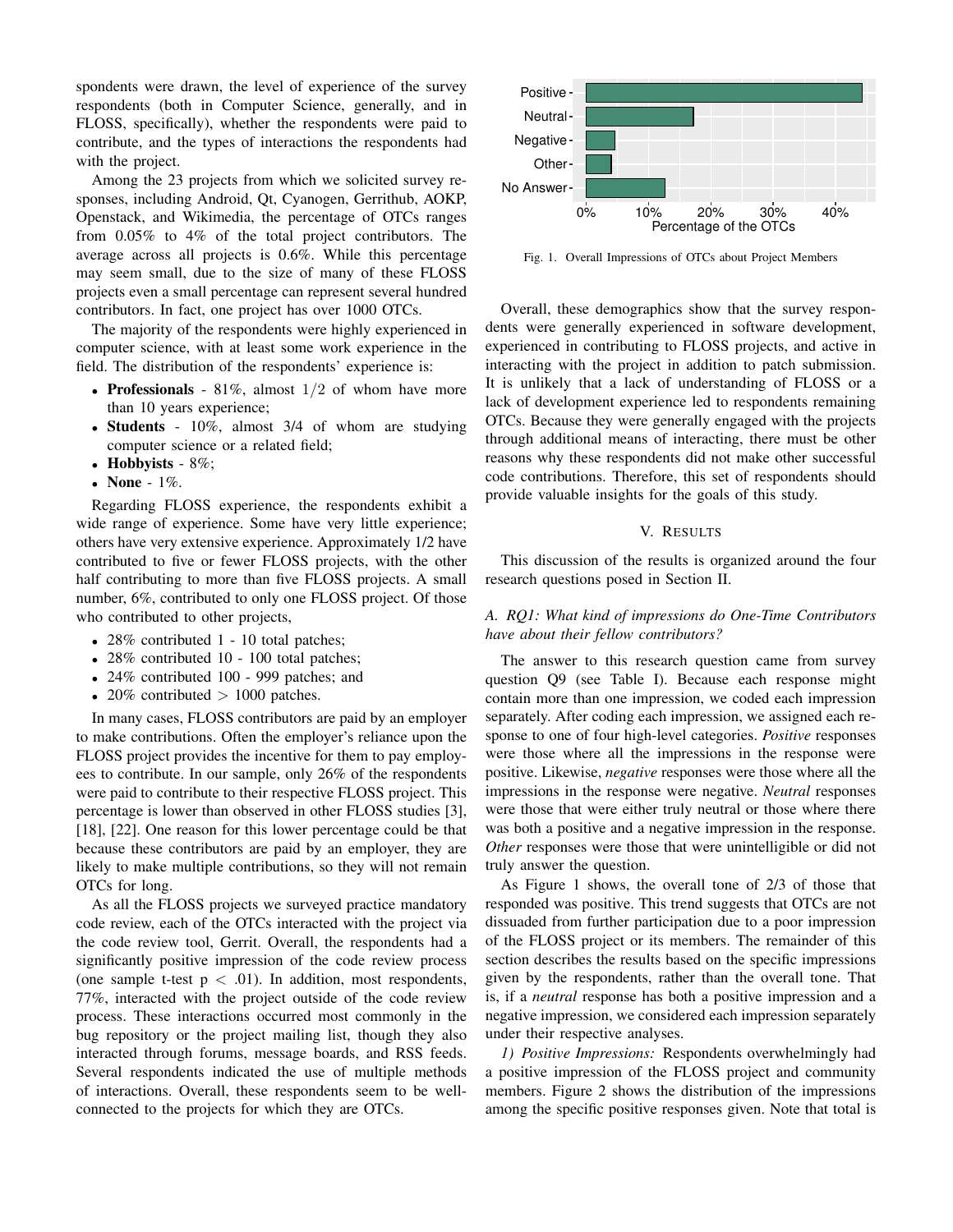spondents were drawn, the level of experience of the survey respondents (both in Computer Science, generally, and in FLOSS, specifically), whether the respondents were paid to contribute, and the types of interactions the respondents had with the project.

Among the 23 projects from which we solicited survey responses, including Android, Qt, Cyanogen, Gerrithub, AOKP, Openstack, and Wikimedia, the percentage of OTCs ranges from 0.05% to 4% of the total project contributors. The average across all projects is 0.6%. While this percentage may seem small, due to the size of many of these FLOSS projects even a small percentage can represent several hundred contributors. In fact, one project has over 1000 OTCs.

The majority of the respondents were highly experienced in computer science, with at least some work experience in the field. The distribution of the respondents' experience is:

- **Professionals** - 81%, almost $1/2$ of whom have more than 10 years experience;
- **Students** - 10%, almost 3/4 of whom are studying computer science or a related field;
- **Hobbyists** - 8%;
- **None** - 1%.

Regarding FLOSS experience, the respondents exhibit a wide range of experience. Some have very little experience; others have very extensive experience. Approximately 1/2 have contributed to five or fewer FLOSS projects, with the other half contributing to more than five FLOSS projects. A small number, 6%, contributed to only one FLOSS project. Of those who contributed to other projects,

- 28% contributed 1 - 10 total patches;
- 28% contributed 10 - 100 total patches;
- 24% contributed 100 - 999 patches; and
- 20% contributed $>$ 1000 patches.

In many cases, FLOSS contributors are paid by an employer to make contributions. Often the employer's reliance upon the FLOSS project provides the incentive for them to pay employees to contribute. In our sample, only 26% of the respondents were paid to contribute to their respective FLOSS project. This percentage is lower than observed in other FLOSS studies [3], [18], [22]. One reason for this lower percentage could be that because these contributors are paid by an employer, they are likely to make multiple contributions, so they will not remain OTCs for long.

As all the FLOSS projects we surveyed practice mandatory code review, each of the OTCs interacted with the project via the code review tool, Gerrit. Overall, the respondents had a significantly positive impression of the code review process (one sample t-test $p < .01$). In addition, most respondents, 77%, interacted with the project outside of the code review process. These interactions occurred most commonly in the bug repository or the project mailing list, though they also interacted through forums, message boards, and RSS feeds. Several respondents indicated the use of multiple methods of interactions. Overall, these respondents seem to be well-connected to the projects for which they are OTCs.

Fig. 1. Overall Impressions of OTCs about Project Members

Overall, these demographics show that the survey respondents were generally experienced in software development, experienced in contributing to FLOSS projects, and active in interacting with the project in addition to patch submission. It is unlikely that a lack of understanding of FLOSS or a lack of development experience led to respondents remaining OTCs. Because they were generally engaged with the projects through additional means of interacting, there must be other reasons why these respondents did not make other successful code contributions. Therefore, this set of respondents should provide valuable insights for the goals of this study.

## V. Results

This discussion of the results is organized around the four research questions posed in Section II.

### A. RQ1: What kind of impressions do One-Time Contributors have about their fellow contributors?

The answer to this research question came from survey question Q9 (see Table I). Because each response might contain more than one impression, we coded each impression separately. After coding each impression, we assigned each response to one of four high-level categories. *Positive* responses were those where all the impressions in the response were positive. Likewise, *negative* responses were those where all the impressions in the response were negative. *Neutral* responses were those that were either truly neutral or those where there was both a positive and a negative impression in the response. *Other* responses were those that were unintelligible or did not truly answer the question.

As Figure 1 shows, the overall tone of 2/3 of those that responded was positive. This trend suggests that OTCs are not dissuaded from further participation due to a poor impression of the FLOSS project or its members. The remainder of this section describes the results based on the specific impressions given by the respondents, rather than the overall tone. That is, if a *neutral* response has both a positive impression and a negative impression, we considered each impression separately under their respective analyses.

*1) Positive Impressions:* Respondents overwhelmingly had a positive impression of the FLOSS project and community members. Figure 2 shows the distribution of the impressions among the specific positive responses given. Note that total is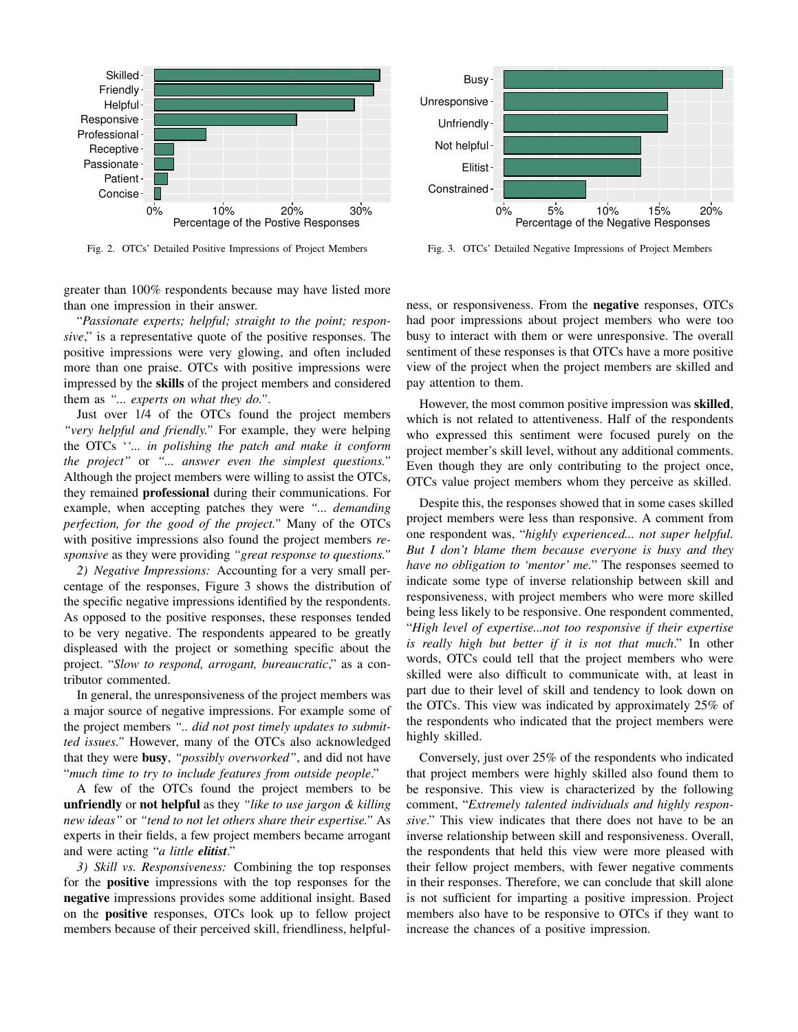Fig. 2. OTCs' Detailed Positive Impressions of Project Members

Fig. 3. OTCs' Detailed Negative Impressions of Project Members

greater than 100% respondents because may have listed more than one impression in their answer.

"*Passionate experts; helpful; straight to the point; responsive*," is a representative quote of the positive responses. The positive impressions were very glowing, and often included more than one praise. OTCs with positive impressions were impressed by the **skills** of the project members and considered them as *"... experts on what they do."*.

Just over 1/4 of the OTCs found the project members *"very helpful and friendly."* For example, they were helping the OTCs *''... in polishing the patch and make it conform the project"* or *"... answer even the simplest questions."* Although the project members were willing to assist the OTCs, they remained **professional** during their communications. For example, when accepting patches they were *"... demanding perfection, for the good of the project."* Many of the OTCs with positive impressions also found the project members *responsive* as they were providing *"great response to questions."*

*2) Negative Impressions:* Accounting for a very small percentage of the responses, Figure 3 shows the distribution of the specific negative impressions identified by the respondents. As opposed to the positive responses, these responses tended to be very negative. The respondents appeared to be greatly displeased with the project or something specific about the project. "*Slow to respond, arrogant, bureaucratic*," as a contributor commented.

In general, the unresponsiveness of the project members was a major source of negative impressions. For example some of the project members *".. did not post timely updates to submitted issues."* However, many of the OTCs also acknowledged that they were **busy**, *"possibly overworked"*, and did not have "*much time to try to include features from outside people*."

A few of the OTCs found the project members to be **unfriendly** or **not helpful** as they *"like to use jargon & killing new ideas"* or *"tend to not let others share their expertise."* As experts in their fields, a few project members became arrogant and were acting "*a little* ***elitist***."

*3) Skill vs. Responsiveness:* Combining the top responses for the **positive** impressions with the top responses for the **negative** impressions provides some additional insight. Based on the **positive** responses, OTCs look up to fellow project members because of their perceived skill, friendliness, helpfulness, or responsiveness. From the **negative** responses, OTCs had poor impressions about project members who were too busy to interact with them or were unresponsive. The overall sentiment of these responses is that OTCs have a more positive view of the project when the project members are skilled and pay attention to them.

However, the most common positive impression was **skilled**, which is not related to attentiveness. Half of the respondents who expressed this sentiment were focused purely on the project member's skill level, without any additional comments. Even though they are only contributing to the project once, OTCs value project members whom they perceive as skilled.

Despite this, the responses showed that in some cases skilled project members were less than responsive. A comment from one respondent was, "*highly experienced... not super helpful. But I don't blame them because everyone is busy and they have no obligation to 'mentor' me.*" The responses seemed to indicate some type of inverse relationship between skill and responsiveness, with project members who were more skilled being less likely to be responsive. One respondent commented, "*High level of expertise...not too responsive if their expertise is really high but better if it is not that much*." In other words, OTCs could tell that the project members who were skilled were also difficult to communicate with, at least in part due to their level of skill and tendency to look down on the OTCs. This view was indicated by approximately 25% of the respondents who indicated that the project members were highly skilled.

Conversely, just over 25% of the respondents who indicated that project members were highly skilled also found them to be responsive. This view is characterized by the following comment, "*Extremely talented individuals and highly responsive*." This view indicates that there does not have to be an inverse relationship between skill and responsiveness. Overall, the respondents that held this view were more pleased with their fellow project members, with fewer negative comments in their responses. Therefore, we can conclude that skill alone is not sufficient for imparting a positive impression. Project members also have to be responsive to OTCs if they want to increase the chances of a positive impression.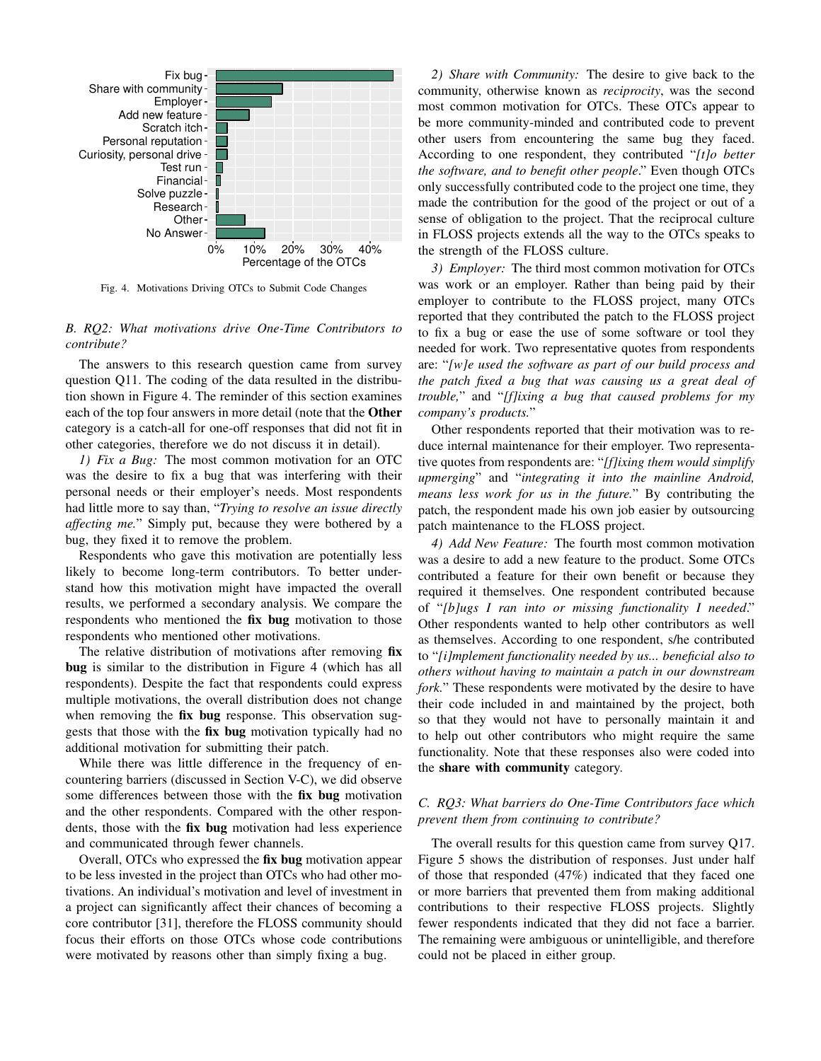Fig. 4. Motivations Driving OTCs to Submit Code Changes

### B. RQ2: What motivations drive One-Time Contributors to contribute?

The answers to this research question came from survey question Q11. The coding of the data resulted in the distribution shown in Figure 4. The reminder of this section examines each of the top four answers in more detail (note that the **Other** category is a catch-all for one-off responses that did not fit in other categories, therefore we do not discuss it in detail).

*1) Fix a Bug:* The most common motivation for an OTC was the desire to fix a bug that was interfering with their personal needs or their employer's needs. Most respondents had little more to say than, "*Trying to resolve an issue directly affecting me.*" Simply put, because they were bothered by a bug, they fixed it to remove the problem.

Respondents who gave this motivation are potentially less likely to become long-term contributors. To better understand how this motivation might have impacted the overall results, we performed a secondary analysis. We compare the respondents who mentioned the **fix bug** motivation to those respondents who mentioned other motivations.

The relative distribution of motivations after removing **fix bug** is similar to the distribution in Figure 4 (which has all respondents). Despite the fact that respondents could express multiple motivations, the overall distribution does not change when removing the **fix bug** response. This observation suggests that those with the **fix bug** motivation typically had no additional motivation for submitting their patch.

While there was little difference in the frequency of encountering barriers (discussed in Section V-C), we did observe some differences between those with the **fix bug** motivation and the other respondents. Compared with the other respondents, those with the **fix bug** motivation had less experience and communicated through fewer channels.

Overall, OTCs who expressed the **fix bug** motivation appear to be less invested in the project than OTCs who had other motivations. An individual's motivation and level of investment in a project can significantly affect their chances of becoming a core contributor [31], therefore the FLOSS community should focus their efforts on those OTCs whose code contributions were motivated by reasons other than simply fixing a bug.

*2) Share with Community:* The desire to give back to the community, otherwise known as *reciprocity*, was the second most common motivation for OTCs. These OTCs appear to be more community-minded and contributed code to prevent other users from encountering the same bug they faced. According to one respondent, they contributed "*[t]o better the software, and to benefit other people*." Even though OTCs only successfully contributed code to the project one time, they made the contribution for the good of the project or out of a sense of obligation to the project. That the reciprocal culture in FLOSS projects extends all the way to the OTCs speaks to the strength of the FLOSS culture.

*3) Employer:* The third most common motivation for OTCs was work or an employer. Rather than being paid by their employer to contribute to the FLOSS project, many OTCs reported that they contributed the patch to the FLOSS project to fix a bug or ease the use of some software or tool they needed for work. Two representative quotes from respondents are: "*[w]e used the software as part of our build process and the patch fixed a bug that was causing us a great deal of trouble,*" and "*[f]ixing a bug that caused problems for my company's products.*"

Other respondents reported that their motivation was to reduce internal maintenance for their employer. Two representative quotes from respondents are: "*[f]ixing them would simplify upmerging*" and "*integrating it into the mainline Android, means less work for us in the future.*" By contributing the patch, the respondent made his own job easier by outsourcing patch maintenance to the FLOSS project.

*4) Add New Feature:* The fourth most common motivation was a desire to add a new feature to the product. Some OTCs contributed a feature for their own benefit or because they required it themselves. One respondent contributed because of "*[b]ugs I ran into or missing functionality I needed*." Other respondents wanted to help other contributors as well as themselves. According to one respondent, s/he contributed to "*[i]mplement functionality needed by us... beneficial also to others without having to maintain a patch in our downstream fork.*" These respondents were motivated by the desire to have their code included in and maintained by the project, both so that they would not have to personally maintain it and to help out other contributors who might require the same functionality. Note that these responses also were coded into the **share with community** category.

### C. RQ3: What barriers do One-Time Contributors face which prevent them from continuing to contribute?

The overall results for this question came from survey Q17. Figure 5 shows the distribution of responses. Just under half of those that responded (47%) indicated that they faced one or more barriers that prevented them from making additional contributions to their respective FLOSS projects. Slightly fewer respondents indicated that they did not face a barrier. The remaining were ambiguous or unintelligible, and therefore could not be placed in either group.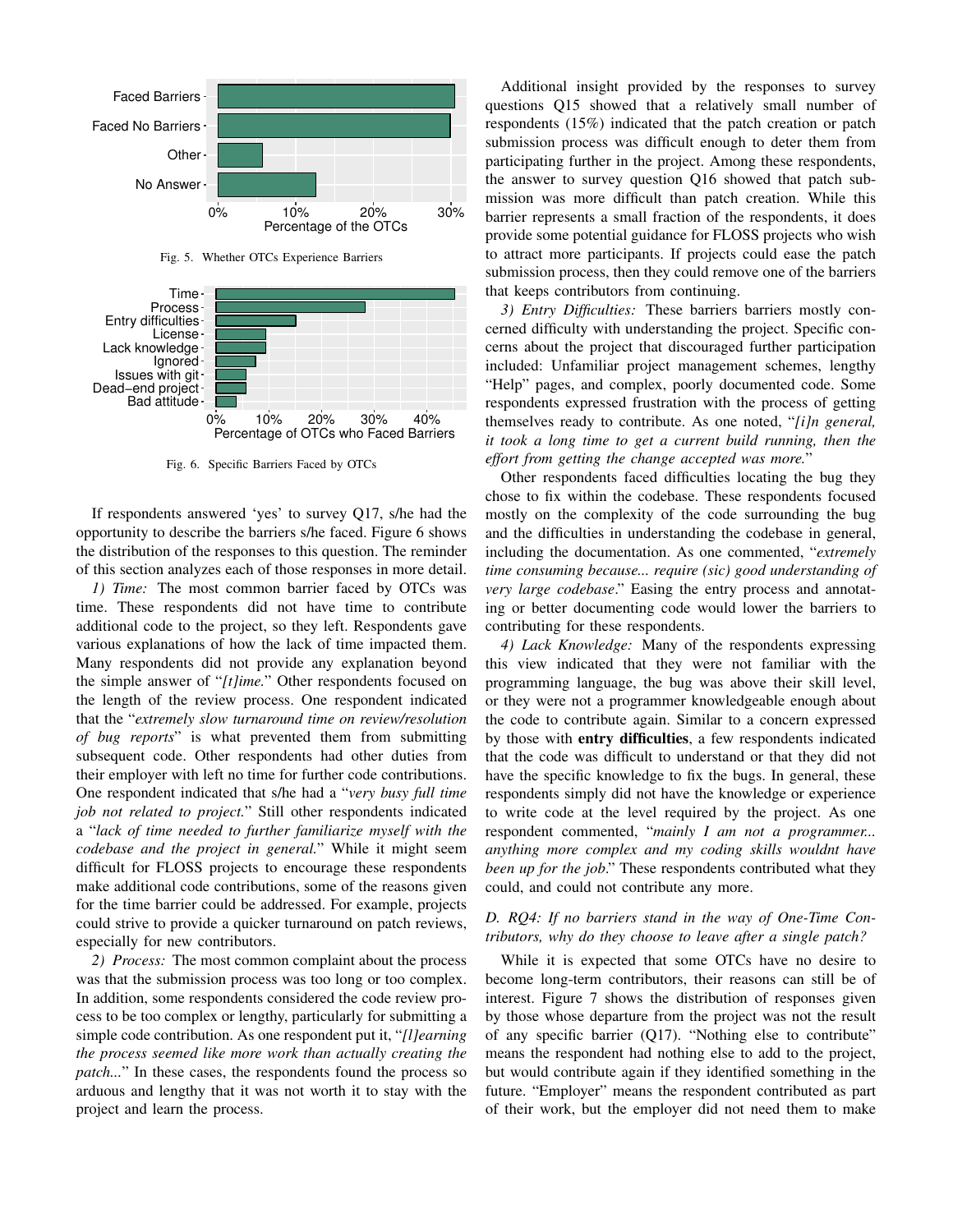Faced Barriers

Faced No Barriers

Other

No Answer

0% 10% 20% 30%

Percentage of the OTCs

Fig. 5. Whether OTCs Experience Barriers

Time

Process

Entry difficulties

License

Lack knowledge

Ignored

Issues with git

Dead−end project

Bad attitude

0% 10% 20% 30% 40%

Percentage of OTCs who Faced Barriers

Fig. 6. Specific Barriers Faced by OTCs

If respondents answered 'yes' to survey Q17, s/he had the opportunity to describe the barriers s/he faced. Figure 6 shows the distribution of the responses to this question. The reminder of this section analyzes each of those responses in more detail.

*1) Time:* The most common barrier faced by OTCs was time. These respondents did not have time to contribute additional code to the project, so they left. Respondents gave various explanations of how the lack of time impacted them. Many respondents did not provide any explanation beyond the simple answer of "*[t]ime.*" Other respondents focused on the length of the review process. One respondent indicated that the "*extremely slow turnaround time on review/resolution of bug reports*" is what prevented them from submitting subsequent code. Other respondents had other duties from their employer with left no time for further code contributions. One respondent indicated that s/he had a "*very busy full time job not related to project.*" Still other respondents indicated a "*lack of time needed to further familiarize myself with the codebase and the project in general.*" While it might seem difficult for FLOSS projects to encourage these respondents make additional code contributions, some of the reasons given for the time barrier could be addressed. For example, projects could strive to provide a quicker turnaround on patch reviews, especially for new contributors.

*2) Process:* The most common complaint about the process was that the submission process was too long or too complex. In addition, some respondents considered the code review process to be too complex or lengthy, particularly for submitting a simple code contribution. As one respondent put it, "*[l]earning the process seemed like more work than actually creating the patch...*" In these cases, the respondents found the process so arduous and lengthy that it was not worth it to stay with the project and learn the process.

Additional insight provided by the responses to survey questions Q15 showed that a relatively small number of respondents (15%) indicated that the patch creation or patch submission process was difficult enough to deter them from participating further in the project. Among these respondents, the answer to survey question Q16 showed that patch submission was more difficult than patch creation. While this barrier represents a small fraction of the respondents, it does provide some potential guidance for FLOSS projects who wish to attract more participants. If projects could ease the patch submission process, then they could remove one of the barriers that keeps contributors from continuing.

*3) Entry Difficulties:* These barriers barriers mostly concerned difficulty with understanding the project. Specific concerns about the project that discouraged further participation included: Unfamiliar project management schemes, lengthy "Help" pages, and complex, poorly documented code. Some respondents expressed frustration with the process of getting themselves ready to contribute. As one noted, "*[i]n general, it took a long time to get a current build running, then the effort from getting the change accepted was more.*"

Other respondents faced difficulties locating the bug they chose to fix within the codebase. These respondents focused mostly on the complexity of the code surrounding the bug and the difficulties in understanding the codebase in general, including the documentation. As one commented, "*extremely time consuming because... require (sic) good understanding of very large codebase*." Easing the entry process and annotating or better documenting code would lower the barriers to contributing for these respondents.

*4) Lack Knowledge:* Many of the respondents expressing this view indicated that they were not familiar with the programming language, the bug was above their skill level, or they were not a programmer knowledgeable enough about the code to contribute again. Similar to a concern expressed by those with **entry difficulties**, a few respondents indicated that the code was difficult to understand or that they did not have the specific knowledge to fix the bugs. In general, these respondents simply did not have the knowledge or experience to write code at the level required by the project. As one respondent commented, "*mainly I am not a programmer... anything more complex and my coding skills wouldnt have been up for the job*." These respondents contributed what they could, and could not contribute any more.

### *D. RQ4: If no barriers stand in the way of One-Time Contributors, why do they choose to leave after a single patch?*

While it is expected that some OTCs have no desire to become long-term contributors, their reasons can still be of interest. Figure 7 shows the distribution of responses given by those whose departure from the project was not the result of any specific barrier (Q17). "Nothing else to contribute" means the respondent had nothing else to add to the project, but would contribute again if they identified something in the future. "Employer" means the respondent contributed as part of their work, but the employer did not need them to make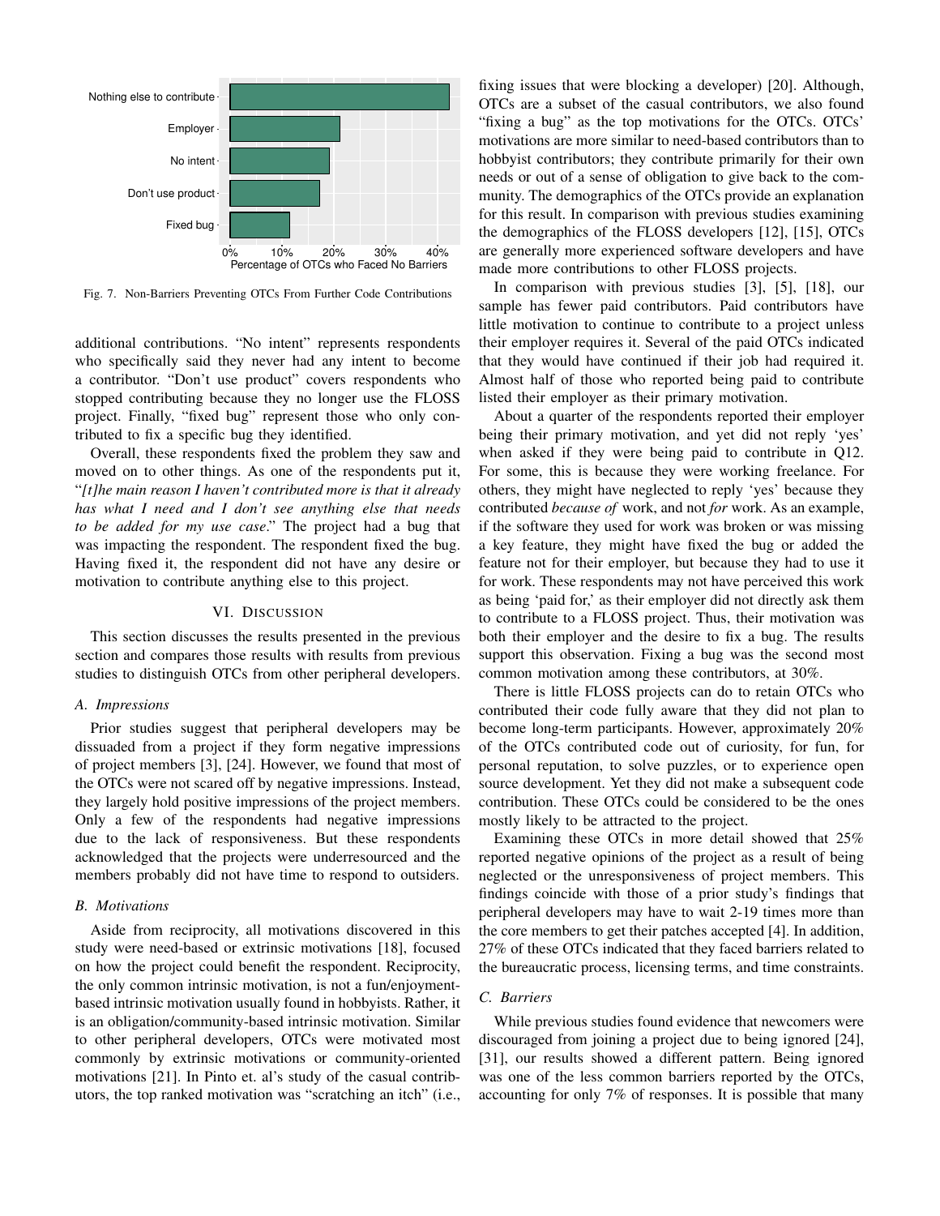Nothing else to contribute

Employer

No intent

Don't use product

Fixed bug

0%
10%
20%
30%
40%

Percentage of OTCs who Faced No Barriers

Fig. 7. Non-Barriers Preventing OTCs From Further Code Contributions

additional contributions. "No intent" represents respondents who specifically said they never had any intent to become a contributor. "Don't use product" covers respondents who stopped contributing because they no longer use the FLOSS project. Finally, "fixed bug" represent those who only contributed to fix a specific bug they identified.

Overall, these respondents fixed the problem they saw and moved on to other things. As one of the respondents put it, "*[t]he main reason I haven't contributed more is that it already has what I need and I don't see anything else that needs to be added for my use case*." The project had a bug that was impacting the respondent. The respondent fixed the bug. Having fixed it, the respondent did not have any desire or motivation to contribute anything else to this project.

## VI. Discussion

This section discusses the results presented in the previous section and compares those results with results from previous studies to distinguish OTCs from other peripheral developers.

### A. Impressions

Prior studies suggest that peripheral developers may be dissuaded from a project if they form negative impressions of project members [3], [24]. However, we found that most of the OTCs were not scared off by negative impressions. Instead, they largely hold positive impressions of the project members. Only a few of the respondents had negative impressions due to the lack of responsiveness. But these respondents acknowledged that the projects were underresourced and the members probably did not have time to respond to outsiders.

### B. Motivations

Aside from reciprocity, all motivations discovered in this study were need-based or extrinsic motivations [18], focused on how the project could benefit the respondent. Reciprocity, the only common intrinsic motivation, is not a fun/enjoyment-based intrinsic motivation usually found in hobbyists. Rather, it is an obligation/community-based intrinsic motivation. Similar to other peripheral developers, OTCs were motivated most commonly by extrinsic motivations or community-oriented motivations [21]. In Pinto et. al's study of the casual contributors, the top ranked motivation was "scratching an itch" (i.e., fixing issues that were blocking a developer) [20]. Although, OTCs are a subset of the casual contributors, we also found "fixing a bug" as the top motivations for the OTCs. OTCs' motivations are more similar to need-based contributors than to hobbyist contributors; they contribute primarily for their own needs or out of a sense of obligation to give back to the community. The demographics of the OTCs provide an explanation for this result. In comparison with previous studies examining the demographics of the FLOSS developers [12], [15], OTCs are generally more experienced software developers and have made more contributions to other FLOSS projects.

In comparison with previous studies [3], [5], [18], our sample has fewer paid contributors. Paid contributors have little motivation to continue to contribute to a project unless their employer requires it. Several of the paid OTCs indicated that they would have continued if their job had required it. Almost half of those who reported being paid to contribute listed their employer as their primary motivation.

About a quarter of the respondents reported their employer being their primary motivation, and yet did not reply 'yes' when asked if they were being paid to contribute in Q12. For some, this is because they were working freelance. For others, they might have neglected to reply 'yes' because they contributed *because of* work, and not *for* work. As an example, if the software they used for work was broken or was missing a key feature, they might have fixed the bug or added the feature not for their employer, but because they had to use it for work. These respondents may not have perceived this work as being 'paid for,' as their employer did not directly ask them to contribute to a FLOSS project. Thus, their motivation was both their employer and the desire to fix a bug. The results support this observation. Fixing a bug was the second most common motivation among these contributors, at 30%.

There is little FLOSS projects can do to retain OTCs who contributed their code fully aware that they did not plan to become long-term participants. However, approximately 20% of the OTCs contributed code out of curiosity, for fun, for personal reputation, to solve puzzles, or to experience open source development. Yet they did not make a subsequent code contribution. These OTCs could be considered to be the ones mostly likely to be attracted to the project.

Examining these OTCs in more detail showed that 25% reported negative opinions of the project as a result of being neglected or the unresponsiveness of project members. This findings coincide with those of a prior study's findings that peripheral developers may have to wait 2-19 times more than the core members to get their patches accepted [4]. In addition, 27% of these OTCs indicated that they faced barriers related to the bureaucratic process, licensing terms, and time constraints.

### C. Barriers

While previous studies found evidence that newcomers were discouraged from joining a project due to being ignored [24], [31], our results showed a different pattern. Being ignored was one of the less common barriers reported by the OTCs, accounting for only 7% of responses. It is possible that many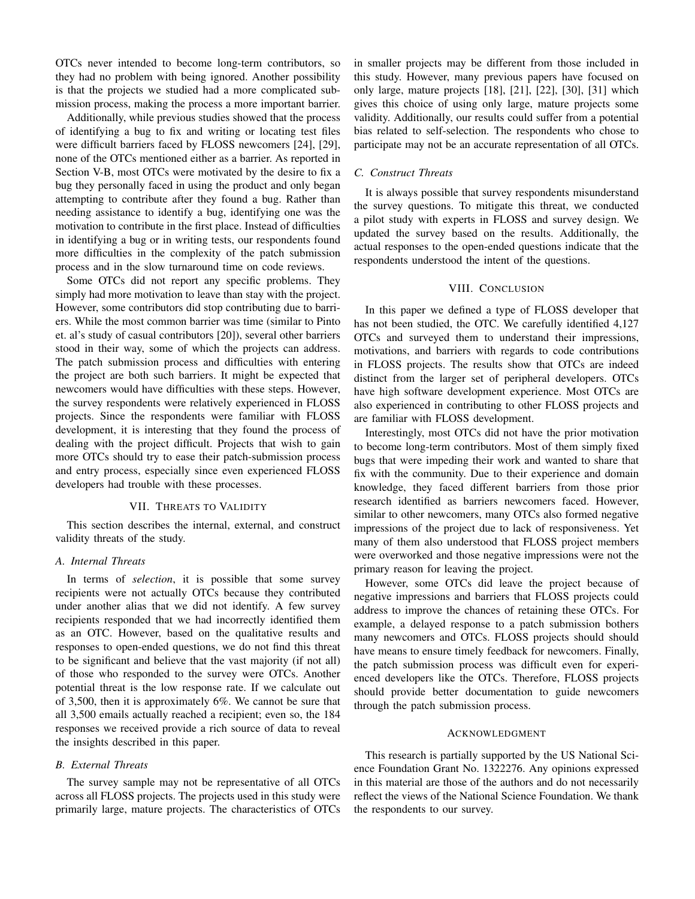OTCs never intended to become long-term contributors, so they had no problem with being ignored. Another possibility is that the projects we studied had a more complicated submission process, making the process a more important barrier.

Additionally, while previous studies showed that the process of identifying a bug to fix and writing or locating test files were difficult barriers faced by FLOSS newcomers [24], [29], none of the OTCs mentioned either as a barrier. As reported in Section V-B, most OTCs were motivated by the desire to fix a bug they personally faced in using the product and only began attempting to contribute after they found a bug. Rather than needing assistance to identify a bug, identifying one was the motivation to contribute in the first place. Instead of difficulties in identifying a bug or in writing tests, our respondents found more difficulties in the complexity of the patch submission process and in the slow turnaround time on code reviews.

Some OTCs did not report any specific problems. They simply had more motivation to leave than stay with the project. However, some contributors did stop contributing due to barriers. While the most common barrier was time (similar to Pinto et. al's study of casual contributors [20]), several other barriers stood in their way, some of which the projects can address. The patch submission process and difficulties with entering the project are both such barriers. It might be expected that newcomers would have difficulties with these steps. However, the survey respondents were relatively experienced in FLOSS projects. Since the respondents were familiar with FLOSS development, it is interesting that they found the process of dealing with the project difficult. Projects that wish to gain more OTCs should try to ease their patch-submission process and entry process, especially since even experienced FLOSS developers had trouble with these processes.

## VII. Threats to Validity

This section describes the internal, external, and construct validity threats of the study.

### A. Internal Threats

In terms of *selection*, it is possible that some survey recipients were not actually OTCs because they contributed under another alias that we did not identify. A few survey recipients responded that we had incorrectly identified them as an OTC. However, based on the qualitative results and responses to open-ended questions, we do not find this threat to be significant and believe that the vast majority (if not all) of those who responded to the survey were OTCs. Another potential threat is the low response rate. If we calculate out of 3,500, then it is approximately 6%. We cannot be sure that all 3,500 emails actually reached a recipient; even so, the 184 responses we received provide a rich source of data to reveal the insights described in this paper.

### B. External Threats

The survey sample may not be representative of all OTCs across all FLOSS projects. The projects used in this study were primarily large, mature projects. The characteristics of OTCs in smaller projects may be different from those included in this study. However, many previous papers have focused on only large, mature projects [18], [21], [22], [30], [31] which gives this choice of using only large, mature projects some validity. Additionally, our results could suffer from a potential bias related to self-selection. The respondents who chose to participate may not be an accurate representation of all OTCs.

### C. Construct Threats

It is always possible that survey respondents misunderstand the survey questions. To mitigate this threat, we conducted a pilot study with experts in FLOSS and survey design. We updated the survey based on the results. Additionally, the actual responses to the open-ended questions indicate that the respondents understood the intent of the questions.

## VIII. Conclusion

In this paper we defined a type of FLOSS developer that has not been studied, the OTC. We carefully identified 4,127 OTCs and surveyed them to understand their impressions, motivations, and barriers with regards to code contributions in FLOSS projects. The results show that OTCs are indeed distinct from the larger set of peripheral developers. OTCs have high software development experience. Most OTCs are also experienced in contributing to other FLOSS projects and are familiar with FLOSS development.

Interestingly, most OTCs did not have the prior motivation to become long-term contributors. Most of them simply fixed bugs that were impeding their work and wanted to share that fix with the community. Due to their experience and domain knowledge, they faced different barriers from those prior research identified as barriers newcomers faced. However, similar to other newcomers, many OTCs also formed negative impressions of the project due to lack of responsiveness. Yet many of them also understood that FLOSS project members were overworked and those negative impressions were not the primary reason for leaving the project.

However, some OTCs did leave the project because of negative impressions and barriers that FLOSS projects could address to improve the chances of retaining these OTCs. For example, a delayed response to a patch submission bothers many newcomers and OTCs. FLOSS projects should should have means to ensure timely feedback for newcomers. Finally, the patch submission process was difficult even for experienced developers like the OTCs. Therefore, FLOSS projects should provide better documentation to guide newcomers through the patch submission process.

## Acknowledgment

This research is partially supported by the US National Science Foundation Grant No. 1322276. Any opinions expressed in this material are those of the authors and do not necessarily reflect the views of the National Science Foundation. We thank the respondents to our survey.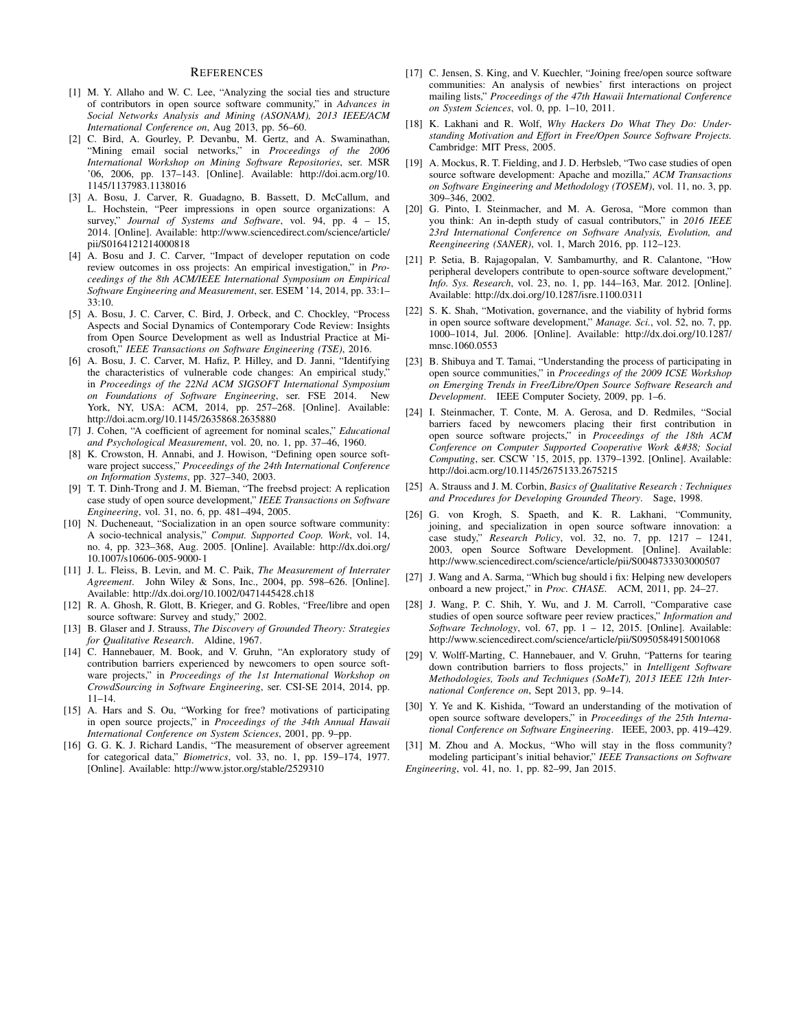## References

[1] M. Y. Allaho and W. C. Lee, "Analyzing the social ties and structure of contributors in open source software community," in *Advances in Social Networks Analysis and Mining (ASONAM), 2013 IEEE/ACM International Conference on*, Aug 2013, pp. 56–60.

[2] C. Bird, A. Gourley, P. Devanbu, M. Gertz, and A. Swaminathan, "Mining email social networks," in *Proceedings of the 2006 International Workshop on Mining Software Repositories*, ser. MSR '06, 2006, pp. 137–143. [Online]. Available: http://doi.acm.org/10.1145/1137983.1138016

[3] A. Bosu, J. Carver, R. Guadagno, B. Bassett, D. McCallum, and L. Hochstein, "Peer impressions in open source organizations: A survey," *Journal of Systems and Software*, vol. 94, pp. 4 – 15, 2014. [Online]. Available: http://www.sciencedirect.com/science/article/pii/S0164121214000818

[4] A. Bosu and J. C. Carver, "Impact of developer reputation on code review outcomes in oss projects: An empirical investigation," in *Proceedings of the 8th ACM/IEEE International Symposium on Empirical Software Engineering and Measurement*, ser. ESEM '14, 2014, pp. 33:1–33:10.

[5] A. Bosu, J. C. Carver, C. Bird, J. Orbeck, and C. Chockley, "Process Aspects and Social Dynamics of Contemporary Code Review: Insights from Open Source Development as well as Industrial Practice at Microsoft," *IEEE Transactions on Software Engineering (TSE)*, 2016.

[6] A. Bosu, J. C. Carver, M. Hafiz, P. Hilley, and D. Janni, "Identifying the characteristics of vulnerable code changes: An empirical study," in *Proceedings of the 22Nd ACM SIGSOFT International Symposium on Foundations of Software Engineering*, ser. FSE 2014. New York, NY, USA: ACM, 2014, pp. 257–268. [Online]. Available: http://doi.acm.org/10.1145/2635868.2635880

[7] J. Cohen, "A coefficient of agreement for nominal scales," *Educational and Psychological Measurement*, vol. 20, no. 1, pp. 37–46, 1960.

[8] K. Crowston, H. Annabi, and J. Howison, "Defining open source software project success," *Proceedings of the 24th International Conference on Information Systems*, pp. 327–340, 2003.

[9] T. T. Dinh-Trong and J. M. Bieman, "The freebsd project: A replication case study of open source development," *IEEE Transactions on Software Engineering*, vol. 31, no. 6, pp. 481–494, 2005.

[10] N. Ducheneaut, "Socialization in an open source software community: A socio-technical analysis," *Comput. Supported Coop. Work*, vol. 14, no. 4, pp. 323–368, Aug. 2005. [Online]. Available: http://dx.doi.org/10.1007/s10606-005-9000-1

[11] J. L. Fleiss, B. Levin, and M. C. Paik, *The Measurement of Interrater Agreement*. John Wiley & Sons, Inc., 2004, pp. 598–626. [Online]. Available: http://dx.doi.org/10.1002/0471445428.ch18

[12] R. A. Ghosh, R. Glott, B. Krieger, and G. Robles, "Free/libre and open source software: Survey and study," 2002.

[13] B. Glaser and J. Strauss, *The Discovery of Grounded Theory: Strategies for Qualitative Research*. Aldine, 1967.

[14] C. Hannebauer, M. Book, and V. Gruhn, "An exploratory study of contribution barriers experienced by newcomers to open source software projects," in *Proceedings of the 1st International Workshop on CrowdSourcing in Software Engineering*, ser. CSI-SE 2014, 2014, pp. 11–14.

[15] A. Hars and S. Ou, "Working for free? motivations of participating in open source projects," in *Proceedings of the 34th Annual Hawaii International Conference on System Sciences*, 2001, pp. 9–pp.

[16] G. G. K. J. Richard Landis, "The measurement of observer agreement for categorical data," *Biometrics*, vol. 33, no. 1, pp. 159–174, 1977. [Online]. Available: http://www.jstor.org/stable/2529310

[17] C. Jensen, S. King, and V. Kuechler, "Joining free/open source software communities: An analysis of newbies' first interactions on project mailing lists," *Proceedings of the 47th Hawaii International Conference on System Sciences*, vol. 0, pp. 1–10, 2011.

[18] K. Lakhani and R. Wolf, *Why Hackers Do What They Do: Understanding Motivation and Effort in Free/Open Source Software Projects.* Cambridge: MIT Press, 2005.

[19] A. Mockus, R. T. Fielding, and J. D. Herbsleb, "Two case studies of open source software development: Apache and mozilla," *ACM Transactions on Software Engineering and Methodology (TOSEM)*, vol. 11, no. 3, pp. 309–346, 2002.

[20] G. Pinto, I. Steinmacher, and M. A. Gerosa, "More common than you think: An in-depth study of casual contributors," in *2016 IEEE 23rd International Conference on Software Analysis, Evolution, and Reengineering (SANER)*, vol. 1, March 2016, pp. 112–123.

[21] P. Setia, B. Rajagopalan, V. Sambamurthy, and R. Calantone, "How peripheral developers contribute to open-source software development," *Info. Sys. Research*, vol. 23, no. 1, pp. 144–163, Mar. 2012. [Online]. Available: http://dx.doi.org/10.1287/isre.1100.0311

[22] S. K. Shah, "Motivation, governance, and the viability of hybrid forms in open source software development," *Manage. Sci.*, vol. 52, no. 7, pp. 1000–1014, Jul. 2006. [Online]. Available: http://dx.doi.org/10.1287/mnsc.1060.0553

[23] B. Shibuya and T. Tamai, "Understanding the process of participating in open source communities," in *Proceedings of the 2009 ICSE Workshop on Emerging Trends in Free/Libre/Open Source Software Research and Development*. IEEE Computer Society, 2009, pp. 1–6.

[24] I. Steinmacher, T. Conte, M. A. Gerosa, and D. Redmiles, "Social barriers faced by newcomers placing their first contribution in open source software projects," in *Proceedings of the 18th ACM Conference on Computer Supported Cooperative Work &#38; Social Computing*, ser. CSCW '15, 2015, pp. 1379–1392. [Online]. Available: http://doi.acm.org/10.1145/2675133.2675215

[25] A. Strauss and J. M. Corbin, *Basics of Qualitative Research : Techniques and Procedures for Developing Grounded Theory*. Sage, 1998.

[26] G. von Krogh, S. Spaeth, and K. R. Lakhani, "Community, joining, and specialization in open source software innovation: a case study," *Research Policy*, vol. 32, no. 7, pp. 1217 – 1241, 2003, open Source Software Development. [Online]. Available: http://www.sciencedirect.com/science/article/pii/S0048733303000507

[27] J. Wang and A. Sarma, "Which bug should i fix: Helping new developers onboard a new project," in *Proc. CHASE*. ACM, 2011, pp. 24–27.

[28] J. Wang, P. C. Shih, Y. Wu, and J. M. Carroll, "Comparative case studies of open source software peer review practices," *Information and Software Technology*, vol. 67, pp. 1 – 12, 2015. [Online]. Available: http://www.sciencedirect.com/science/article/pii/S0950584915001068

[29] V. Wolff-Marting, C. Hannebauer, and V. Gruhn, "Patterns for tearing down contribution barriers to floss projects," in *Intelligent Software Methodologies, Tools and Techniques (SoMeT), 2013 IEEE 12th International Conference on*, Sept 2013, pp. 9–14.

[30] Y. Ye and K. Kishida, "Toward an understanding of the motivation of open source software developers," in *Proceedings of the 25th International Conference on Software Engineering*. IEEE, 2003, pp. 419–429.

[31] M. Zhou and A. Mockus, "Who will stay in the floss community? modeling participant's initial behavior," *IEEE Transactions on Software Engineering*, vol. 41, no. 1, pp. 82–99, Jan 2015.